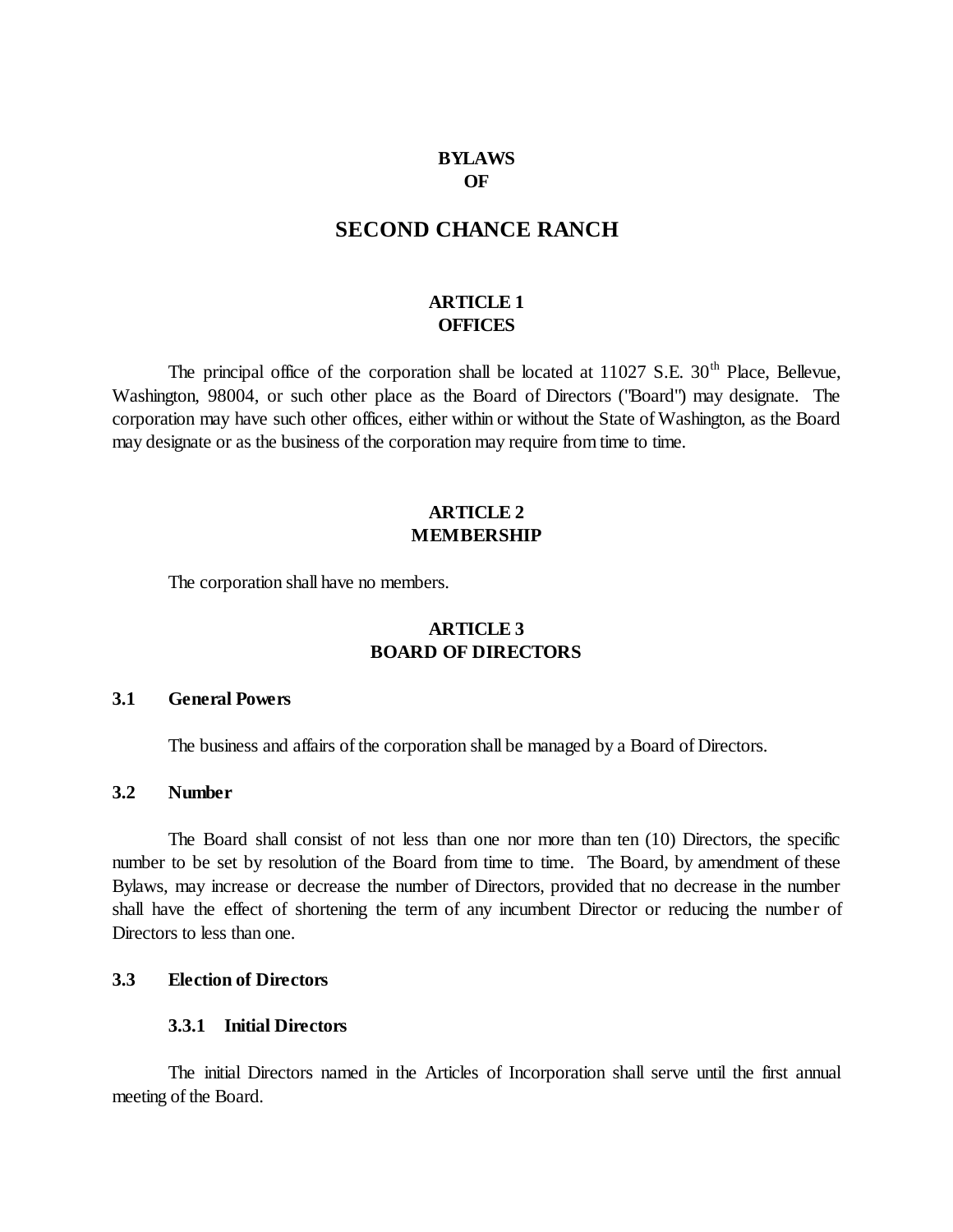# BYLAWS
# OF

# SECOND CHANCE RANCH

## ARTICLE 1
## OFFICES

The principal office of the corporation shall be located at 11027 S.E. 30th Place, Bellevue, Washington, 98004, or such other place as the Board of Directors ("Board") may designate. The corporation may have such other offices, either within or without the State of Washington, as the Board may designate or as the business of the corporation may require from time to time.

## ARTICLE 2
## MEMBERSHIP

The corporation shall have no members.

## ARTICLE 3
## BOARD OF DIRECTORS

### 3.1 General Powers

The business and affairs of the corporation shall be managed by a Board of Directors.

### 3.2 Number

The Board shall consist of not less than one nor more than ten (10) Directors, the specific number to be set by resolution of the Board from time to time. The Board, by amendment of these Bylaws, may increase or decrease the number of Directors, provided that no decrease in the number shall have the effect of shortening the term of any incumbent Director or reducing the number of Directors to less than one.

### 3.3 Election of Directors

#### 3.3.1 Initial Directors

The initial Directors named in the Articles of Incorporation shall serve until the first annual meeting of the Board.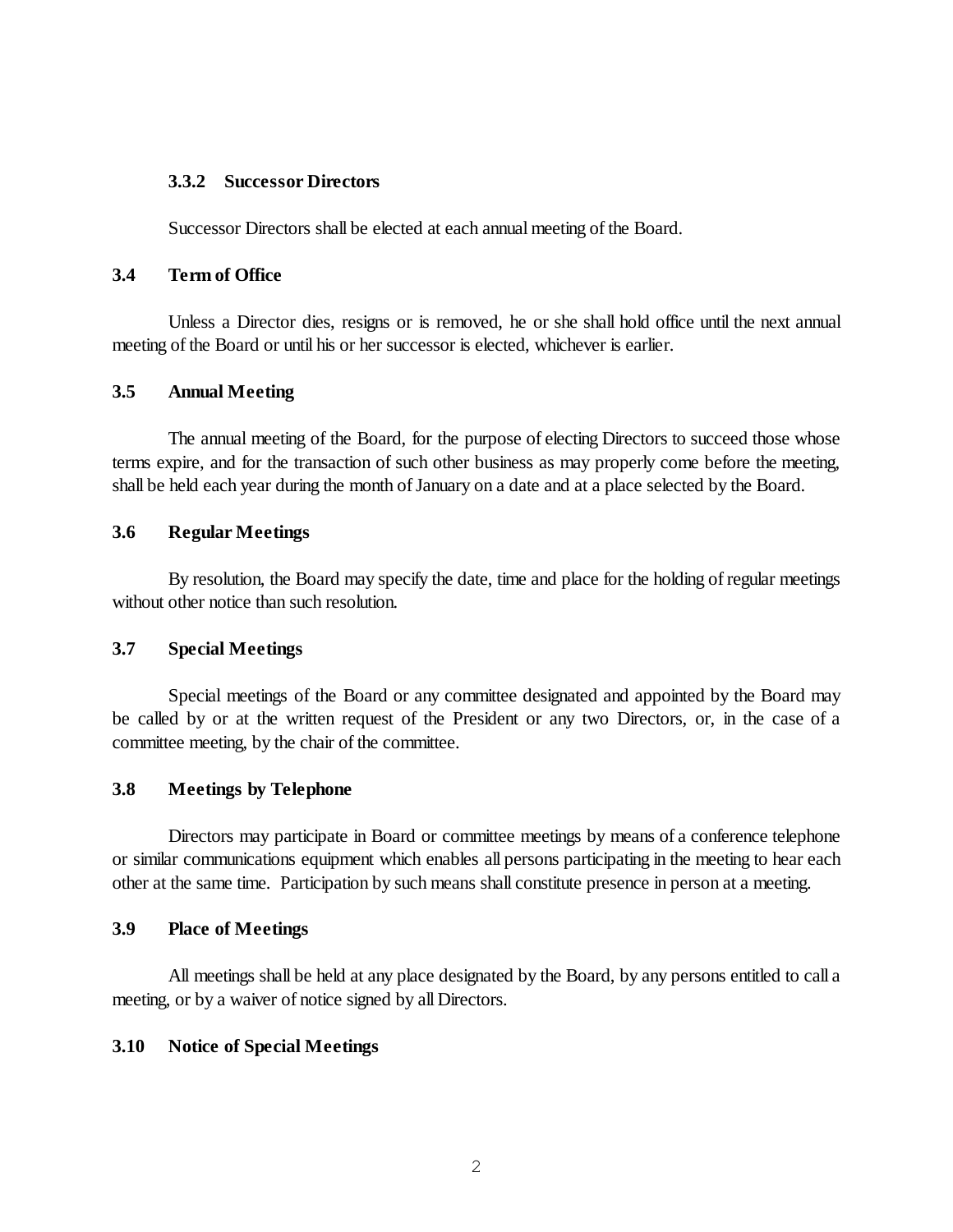#### 3.3.2 Successor Directors

Successor Directors shall be elected at each annual meeting of the Board.

### 3.4 Term of Office

Unless a Director dies, resigns or is removed, he or she shall hold office until the next annual meeting of the Board or until his or her successor is elected, whichever is earlier.

### 3.5 Annual Meeting

The annual meeting of the Board, for the purpose of electing Directors to succeed those whose terms expire, and for the transaction of such other business as may properly come before the meeting, shall be held each year during the month of January on a date and at a place selected by the Board.

### 3.6 Regular Meetings

By resolution, the Board may specify the date, time and place for the holding of regular meetings without other notice than such resolution.

### 3.7 Special Meetings

Special meetings of the Board or any committee designated and appointed by the Board may be called by or at the written request of the President or any two Directors, or, in the case of a committee meeting, by the chair of the committee.

### 3.8 Meetings by Telephone

Directors may participate in Board or committee meetings by means of a conference telephone or similar communications equipment which enables all persons participating in the meeting to hear each other at the same time. Participation by such means shall constitute presence in person at a meeting.

### 3.9 Place of Meetings

All meetings shall be held at any place designated by the Board, by any persons entitled to call a meeting, or by a waiver of notice signed by all Directors.

### 3.10 Notice of Special Meetings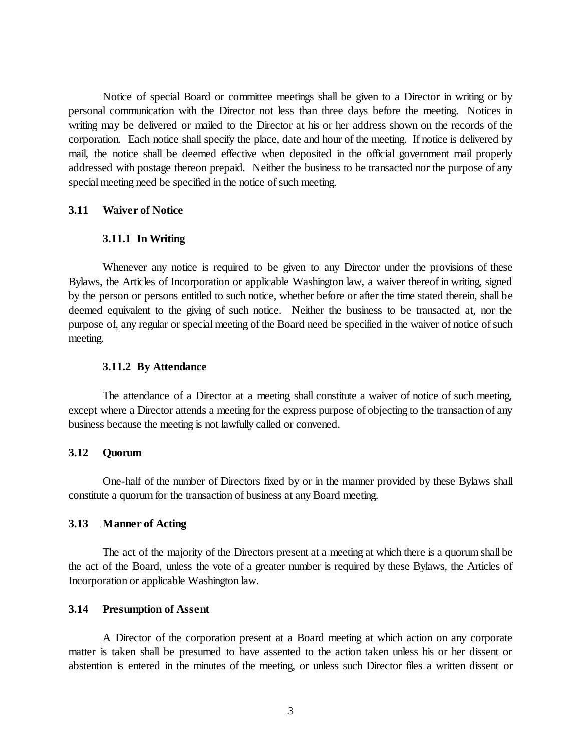Notice of special Board or committee meetings shall be given to a Director in writing or by personal communication with the Director not less than three days before the meeting. Notices in writing may be delivered or mailed to the Director at his or her address shown on the records of the corporation. Each notice shall specify the place, date and hour of the meeting. If notice is delivered by mail, the notice shall be deemed effective when deposited in the official government mail properly addressed with postage thereon prepaid. Neither the business to be transacted nor the purpose of any special meeting need be specified in the notice of such meeting.

### 3.11 Waiver of Notice

#### 3.11.1 In Writing

Whenever any notice is required to be given to any Director under the provisions of these Bylaws, the Articles of Incorporation or applicable Washington law, a waiver thereof in writing, signed by the person or persons entitled to such notice, whether before or after the time stated therein, shall be deemed equivalent to the giving of such notice. Neither the business to be transacted at, nor the purpose of, any regular or special meeting of the Board need be specified in the waiver of notice of such meeting.

#### 3.11.2 By Attendance

The attendance of a Director at a meeting shall constitute a waiver of notice of such meeting, except where a Director attends a meeting for the express purpose of objecting to the transaction of any business because the meeting is not lawfully called or convened.

### 3.12 Quorum

One-half of the number of Directors fixed by or in the manner provided by these Bylaws shall constitute a quorum for the transaction of business at any Board meeting.

### 3.13 Manner of Acting

The act of the majority of the Directors present at a meeting at which there is a quorum shall be the act of the Board, unless the vote of a greater number is required by these Bylaws, the Articles of Incorporation or applicable Washington law.

### 3.14 Presumption of Assent

A Director of the corporation present at a Board meeting at which action on any corporate matter is taken shall be presumed to have assented to the action taken unless his or her dissent or abstention is entered in the minutes of the meeting, or unless such Director files a written dissent or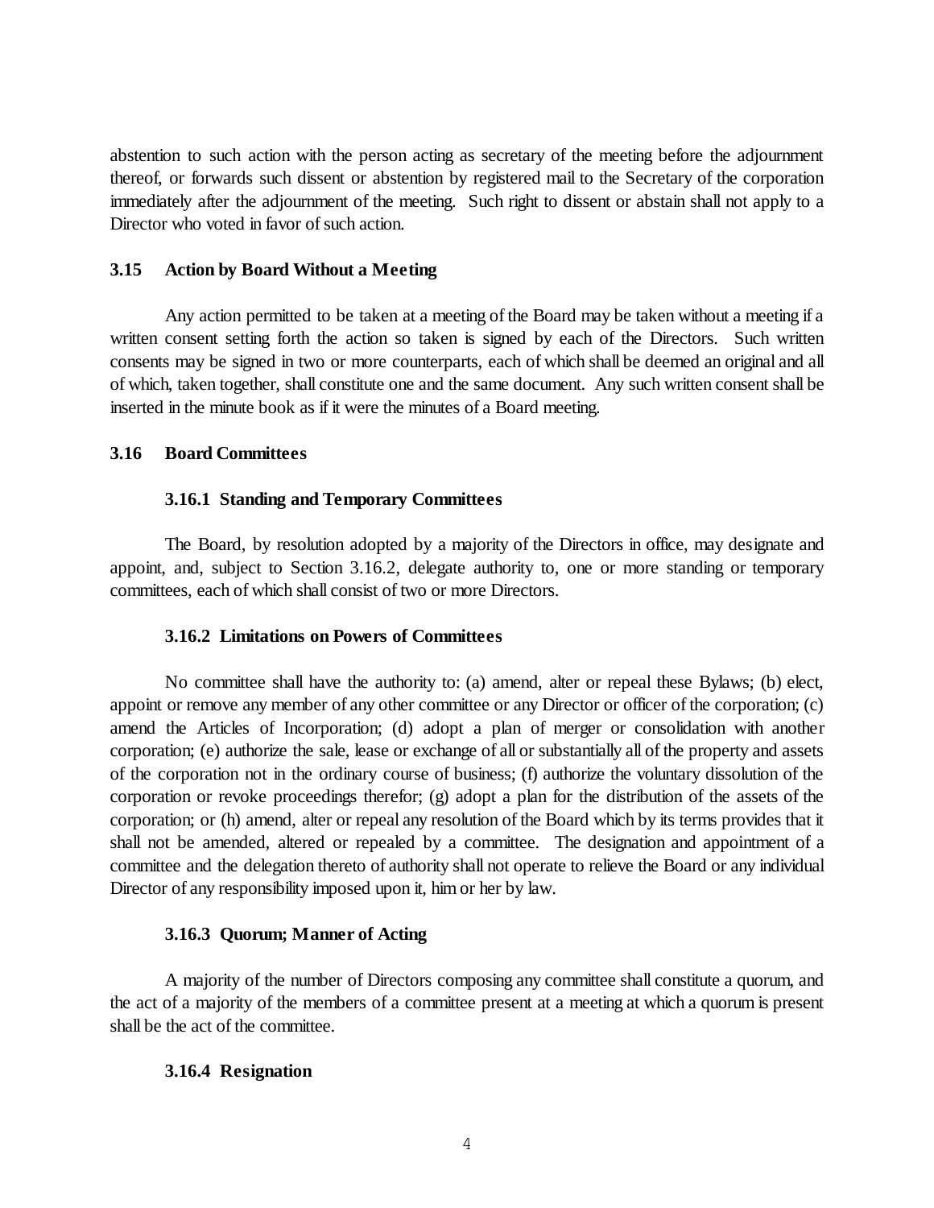abstention to such action with the person acting as secretary of the meeting before the adjournment thereof, or forwards such dissent or abstention by registered mail to the Secretary of the corporation immediately after the adjournment of the meeting. Such right to dissent or abstain shall not apply to a Director who voted in favor of such action.

### 3.15 Action by Board Without a Meeting

Any action permitted to be taken at a meeting of the Board may be taken without a meeting if a written consent setting forth the action so taken is signed by each of the Directors. Such written consents may be signed in two or more counterparts, each of which shall be deemed an original and all of which, taken together, shall constitute one and the same document. Any such written consent shall be inserted in the minute book as if it were the minutes of a Board meeting.

### 3.16 Board Committees

#### 3.16.1 Standing and Temporary Committees

The Board, by resolution adopted by a majority of the Directors in office, may designate and appoint, and, subject to Section 3.16.2, delegate authority to, one or more standing or temporary committees, each of which shall consist of two or more Directors.

#### 3.16.2 Limitations on Powers of Committees

No committee shall have the authority to: (a) amend, alter or repeal these Bylaws; (b) elect, appoint or remove any member of any other committee or any Director or officer of the corporation; (c) amend the Articles of Incorporation; (d) adopt a plan of merger or consolidation with another corporation; (e) authorize the sale, lease or exchange of all or substantially all of the property and assets of the corporation not in the ordinary course of business; (f) authorize the voluntary dissolution of the corporation or revoke proceedings therefor; (g) adopt a plan for the distribution of the assets of the corporation; or (h) amend, alter or repeal any resolution of the Board which by its terms provides that it shall not be amended, altered or repealed by a committee. The designation and appointment of a committee and the delegation thereto of authority shall not operate to relieve the Board or any individual Director of any responsibility imposed upon it, him or her by law.

#### 3.16.3 Quorum; Manner of Acting

A majority of the number of Directors composing any committee shall constitute a quorum, and the act of a majority of the members of a committee present at a meeting at which a quorum is present shall be the act of the committee.

#### 3.16.4 Resignation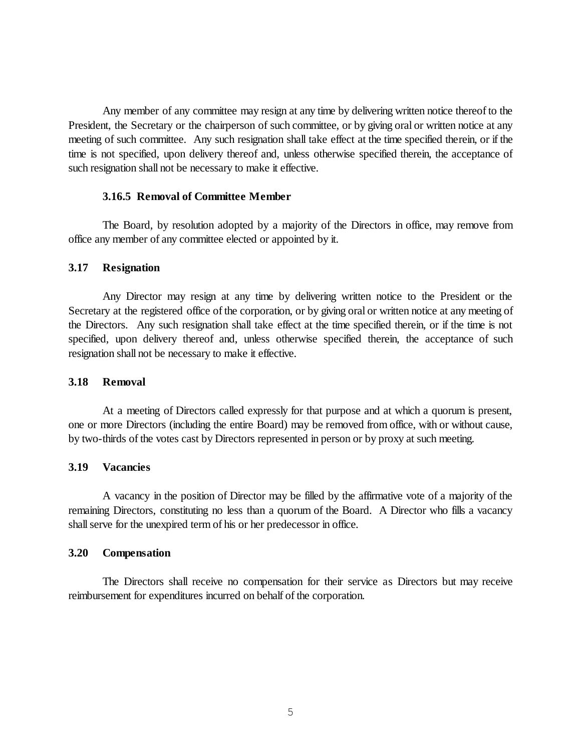Any member of any committee may resign at any time by delivering written notice thereof to the President, the Secretary or the chairperson of such committee, or by giving oral or written notice at any meeting of such committee. Any such resignation shall take effect at the time specified therein, or if the time is not specified, upon delivery thereof and, unless otherwise specified therein, the acceptance of such resignation shall not be necessary to make it effective.

#### 3.16.5 Removal of Committee Member

The Board, by resolution adopted by a majority of the Directors in office, may remove from office any member of any committee elected or appointed by it.

### 3.17 Resignation

Any Director may resign at any time by delivering written notice to the President or the Secretary at the registered office of the corporation, or by giving oral or written notice at any meeting of the Directors. Any such resignation shall take effect at the time specified therein, or if the time is not specified, upon delivery thereof and, unless otherwise specified therein, the acceptance of such resignation shall not be necessary to make it effective.

### 3.18 Removal

At a meeting of Directors called expressly for that purpose and at which a quorum is present, one or more Directors (including the entire Board) may be removed from office, with or without cause, by two-thirds of the votes cast by Directors represented in person or by proxy at such meeting.

### 3.19 Vacancies

A vacancy in the position of Director may be filled by the affirmative vote of a majority of the remaining Directors, constituting no less than a quorum of the Board. A Director who fills a vacancy shall serve for the unexpired term of his or her predecessor in office.

### 3.20 Compensation

The Directors shall receive no compensation for their service as Directors but may receive reimbursement for expenditures incurred on behalf of the corporation.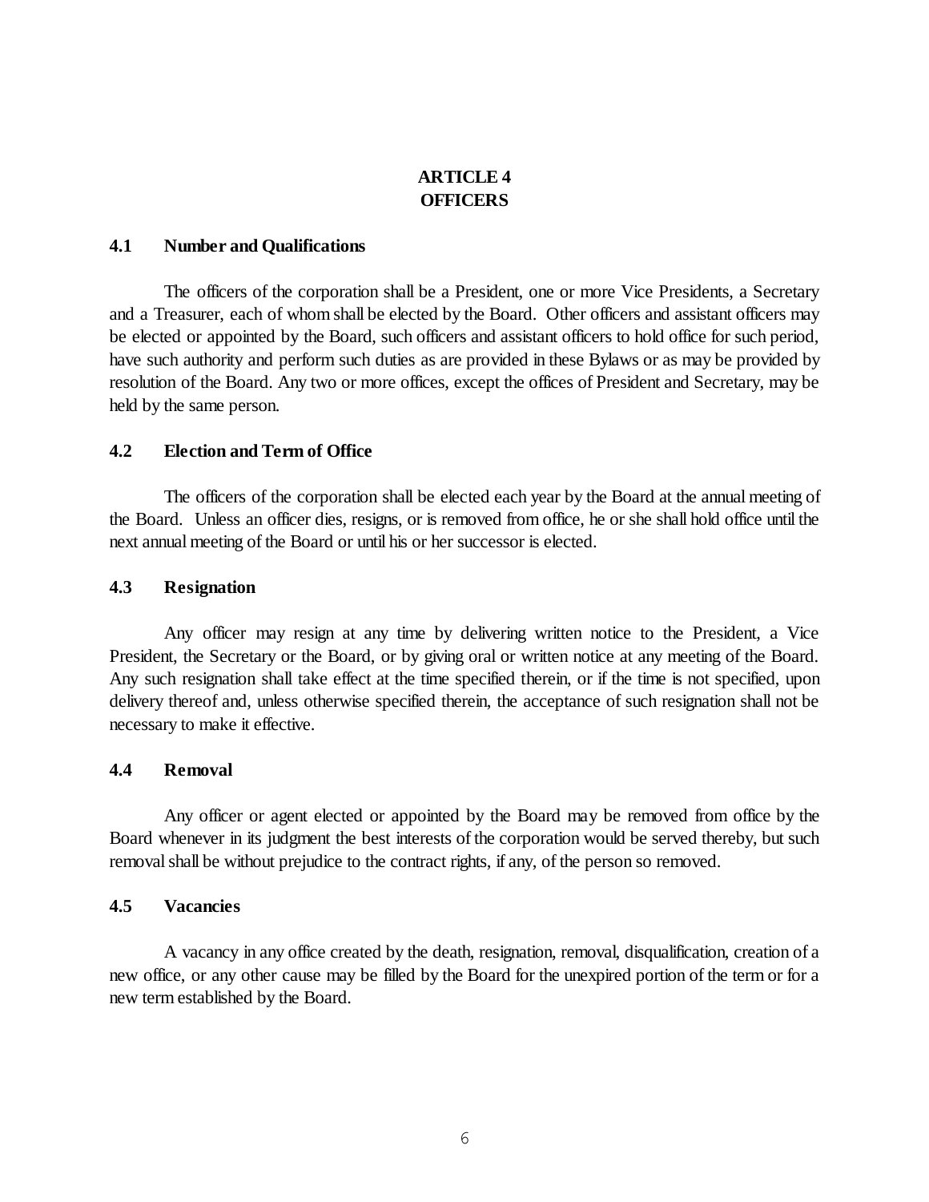# ARTICLE 4
# OFFICERS

### 4.1 Number and Qualifications

The officers of the corporation shall be a President, one or more Vice Presidents, a Secretary and a Treasurer, each of whom shall be elected by the Board. Other officers and assistant officers may be elected or appointed by the Board, such officers and assistant officers to hold office for such period, have such authority and perform such duties as are provided in these Bylaws or as may be provided by resolution of the Board. Any two or more offices, except the offices of President and Secretary, may be held by the same person.

### 4.2 Election and Term of Office

The officers of the corporation shall be elected each year by the Board at the annual meeting of the Board. Unless an officer dies, resigns, or is removed from office, he or she shall hold office until the next annual meeting of the Board or until his or her successor is elected.

### 4.3 Resignation

Any officer may resign at any time by delivering written notice to the President, a Vice President, the Secretary or the Board, or by giving oral or written notice at any meeting of the Board. Any such resignation shall take effect at the time specified therein, or if the time is not specified, upon delivery thereof and, unless otherwise specified therein, the acceptance of such resignation shall not be necessary to make it effective.

### 4.4 Removal

Any officer or agent elected or appointed by the Board may be removed from office by the Board whenever in its judgment the best interests of the corporation would be served thereby, but such removal shall be without prejudice to the contract rights, if any, of the person so removed.

### 4.5 Vacancies

A vacancy in any office created by the death, resignation, removal, disqualification, creation of a new office, or any other cause may be filled by the Board for the unexpired portion of the term or for a new term established by the Board.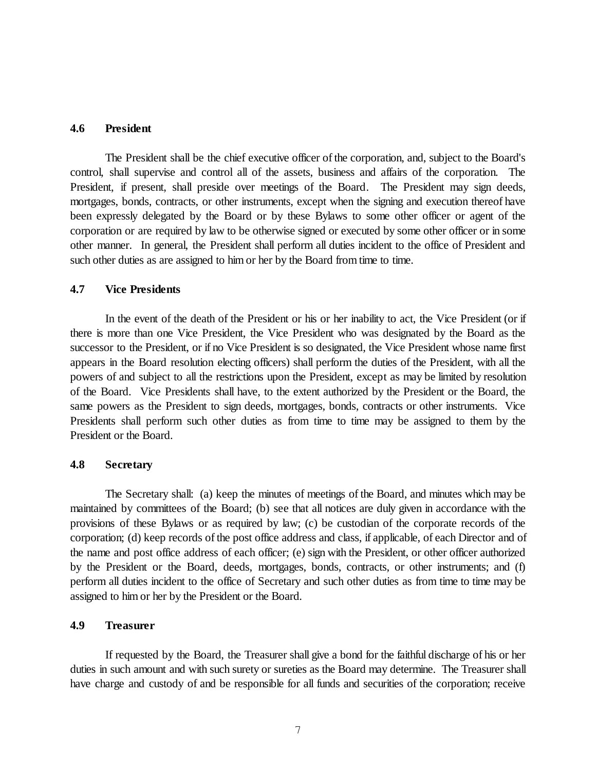### 4.6 President

The President shall be the chief executive officer of the corporation, and, subject to the Board's control, shall supervise and control all of the assets, business and affairs of the corporation. The President, if present, shall preside over meetings of the Board. The President may sign deeds, mortgages, bonds, contracts, or other instruments, except when the signing and execution thereof have been expressly delegated by the Board or by these Bylaws to some other officer or agent of the corporation or are required by law to be otherwise signed or executed by some other officer or in some other manner. In general, the President shall perform all duties incident to the office of President and such other duties as are assigned to him or her by the Board from time to time.

### 4.7 Vice Presidents

In the event of the death of the President or his or her inability to act, the Vice President (or if there is more than one Vice President, the Vice President who was designated by the Board as the successor to the President, or if no Vice President is so designated, the Vice President whose name first appears in the Board resolution electing officers) shall perform the duties of the President, with all the powers of and subject to all the restrictions upon the President, except as may be limited by resolution of the Board. Vice Presidents shall have, to the extent authorized by the President or the Board, the same powers as the President to sign deeds, mortgages, bonds, contracts or other instruments. Vice Presidents shall perform such other duties as from time to time may be assigned to them by the President or the Board.

### 4.8 Secretary

The Secretary shall: (a) keep the minutes of meetings of the Board, and minutes which may be maintained by committees of the Board; (b) see that all notices are duly given in accordance with the provisions of these Bylaws or as required by law; (c) be custodian of the corporate records of the corporation; (d) keep records of the post office address and class, if applicable, of each Director and of the name and post office address of each officer; (e) sign with the President, or other officer authorized by the President or the Board, deeds, mortgages, bonds, contracts, or other instruments; and (f) perform all duties incident to the office of Secretary and such other duties as from time to time may be assigned to him or her by the President or the Board.

### 4.9 Treasurer

If requested by the Board, the Treasurer shall give a bond for the faithful discharge of his or her duties in such amount and with such surety or sureties as the Board may determine. The Treasurer shall have charge and custody of and be responsible for all funds and securities of the corporation; receive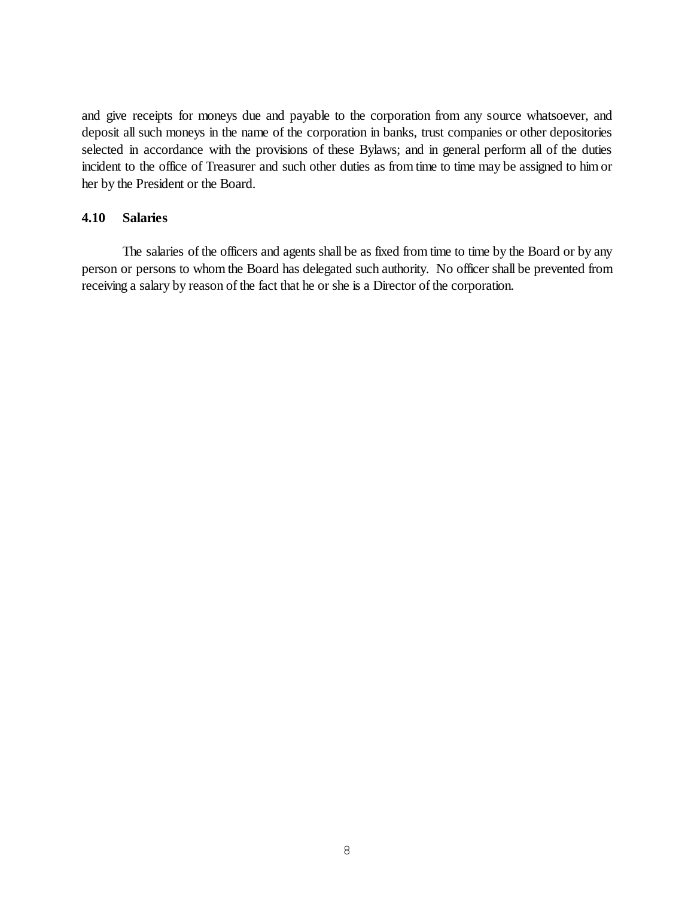and give receipts for moneys due and payable to the corporation from any source whatsoever, and deposit all such moneys in the name of the corporation in banks, trust companies or other depositories selected in accordance with the provisions of these Bylaws; and in general perform all of the duties incident to the office of Treasurer and such other duties as from time to time may be assigned to him or her by the President or the Board.

### 4.10 Salaries

The salaries of the officers and agents shall be as fixed from time to time by the Board or by any person or persons to whom the Board has delegated such authority. No officer shall be prevented from receiving a salary by reason of the fact that he or she is a Director of the corporation.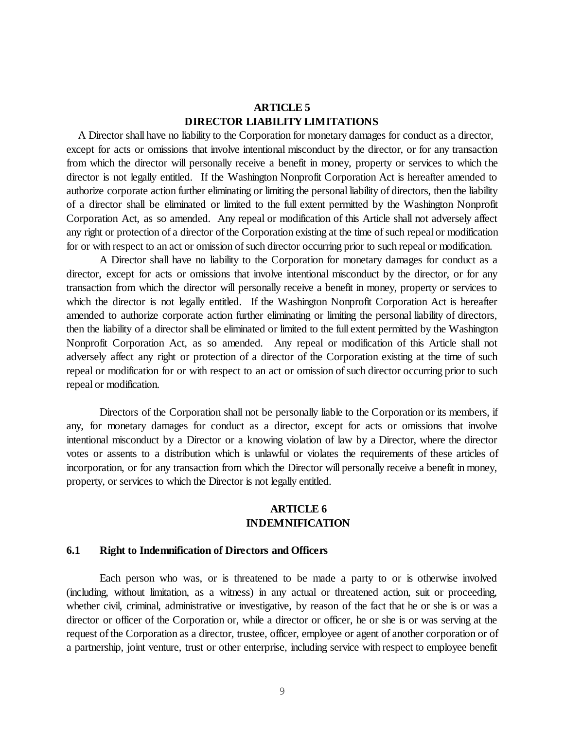## ARTICLE 5
## DIRECTOR LIABILITY LIMITATIONS

A Director shall have no liability to the Corporation for monetary damages for conduct as a director, except for acts or omissions that involve intentional misconduct by the director, or for any transaction from which the director will personally receive a benefit in money, property or services to which the director is not legally entitled. If the Washington Nonprofit Corporation Act is hereafter amended to authorize corporate action further eliminating or limiting the personal liability of directors, then the liability of a director shall be eliminated or limited to the full extent permitted by the Washington Nonprofit Corporation Act, as so amended. Any repeal or modification of this Article shall not adversely affect any right or protection of a director of the Corporation existing at the time of such repeal or modification for or with respect to an act or omission of such director occurring prior to such repeal or modification.

A Director shall have no liability to the Corporation for monetary damages for conduct as a director, except for acts or omissions that involve intentional misconduct by the director, or for any transaction from which the director will personally receive a benefit in money, property or services to which the director is not legally entitled. If the Washington Nonprofit Corporation Act is hereafter amended to authorize corporate action further eliminating or limiting the personal liability of directors, then the liability of a director shall be eliminated or limited to the full extent permitted by the Washington Nonprofit Corporation Act, as so amended. Any repeal or modification of this Article shall not adversely affect any right or protection of a director of the Corporation existing at the time of such repeal or modification for or with respect to an act or omission of such director occurring prior to such repeal or modification.

Directors of the Corporation shall not be personally liable to the Corporation or its members, if any, for monetary damages for conduct as a director, except for acts or omissions that involve intentional misconduct by a Director or a knowing violation of law by a Director, where the director votes or assents to a distribution which is unlawful or violates the requirements of these articles of incorporation, or for any transaction from which the Director will personally receive a benefit in money, property, or services to which the Director is not legally entitled.

## ARTICLE 6
## INDEMNIFICATION

### 6.1 Right to Indemnification of Directors and Officers

Each person who was, or is threatened to be made a party to or is otherwise involved (including, without limitation, as a witness) in any actual or threatened action, suit or proceeding, whether civil, criminal, administrative or investigative, by reason of the fact that he or she is or was a director or officer of the Corporation or, while a director or officer, he or she is or was serving at the request of the Corporation as a director, trustee, officer, employee or agent of another corporation or of a partnership, joint venture, trust or other enterprise, including service with respect to employee benefit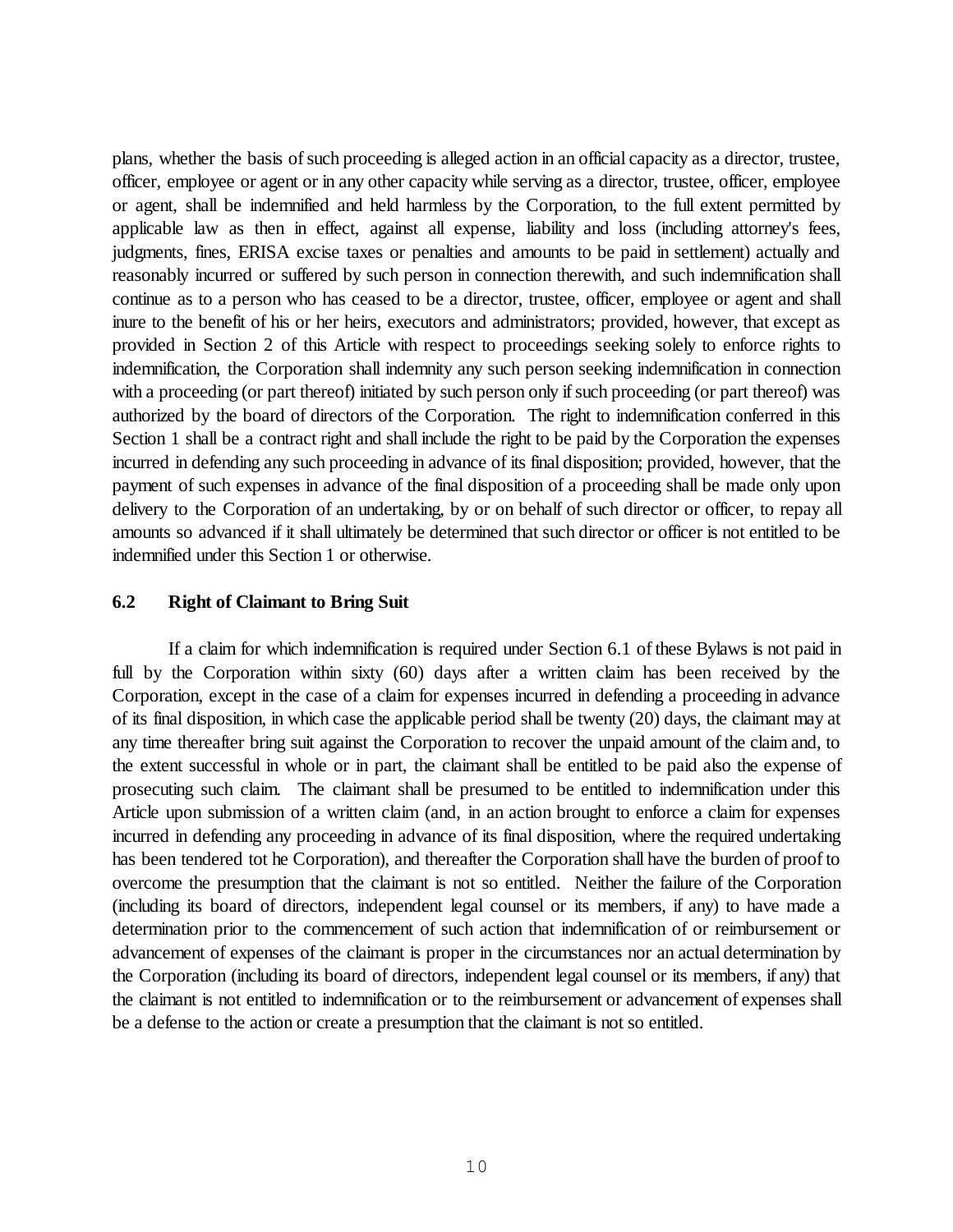plans, whether the basis of such proceeding is alleged action in an official capacity as a director, trustee, officer, employee or agent or in any other capacity while serving as a director, trustee, officer, employee or agent, shall be indemnified and held harmless by the Corporation, to the full extent permitted by applicable law as then in effect, against all expense, liability and loss (including attorney's fees, judgments, fines, ERISA excise taxes or penalties and amounts to be paid in settlement) actually and reasonably incurred or suffered by such person in connection therewith, and such indemnification shall continue as to a person who has ceased to be a director, trustee, officer, employee or agent and shall inure to the benefit of his or her heirs, executors and administrators; provided, however, that except as provided in Section 2 of this Article with respect to proceedings seeking solely to enforce rights to indemnification, the Corporation shall indemnity any such person seeking indemnification in connection with a proceeding (or part thereof) initiated by such person only if such proceeding (or part thereof) was authorized by the board of directors of the Corporation. The right to indemnification conferred in this Section 1 shall be a contract right and shall include the right to be paid by the Corporation the expenses incurred in defending any such proceeding in advance of its final disposition; provided, however, that the payment of such expenses in advance of the final disposition of a proceeding shall be made only upon delivery to the Corporation of an undertaking, by or on behalf of such director or officer, to repay all amounts so advanced if it shall ultimately be determined that such director or officer is not entitled to be indemnified under this Section 1 or otherwise.

### 6.2 Right of Claimant to Bring Suit

If a claim for which indemnification is required under Section 6.1 of these Bylaws is not paid in full by the Corporation within sixty (60) days after a written claim has been received by the Corporation, except in the case of a claim for expenses incurred in defending a proceeding in advance of its final disposition, in which case the applicable period shall be twenty (20) days, the claimant may at any time thereafter bring suit against the Corporation to recover the unpaid amount of the claim and, to the extent successful in whole or in part, the claimant shall be entitled to be paid also the expense of prosecuting such claim. The claimant shall be presumed to be entitled to indemnification under this Article upon submission of a written claim (and, in an action brought to enforce a claim for expenses incurred in defending any proceeding in advance of its final disposition, where the required undertaking has been tendered tot he Corporation), and thereafter the Corporation shall have the burden of proof to overcome the presumption that the claimant is not so entitled. Neither the failure of the Corporation (including its board of directors, independent legal counsel or its members, if any) to have made a determination prior to the commencement of such action that indemnification of or reimbursement or advancement of expenses of the claimant is proper in the circumstances nor an actual determination by the Corporation (including its board of directors, independent legal counsel or its members, if any) that the claimant is not entitled to indemnification or to the reimbursement or advancement of expenses shall be a defense to the action or create a presumption that the claimant is not so entitled.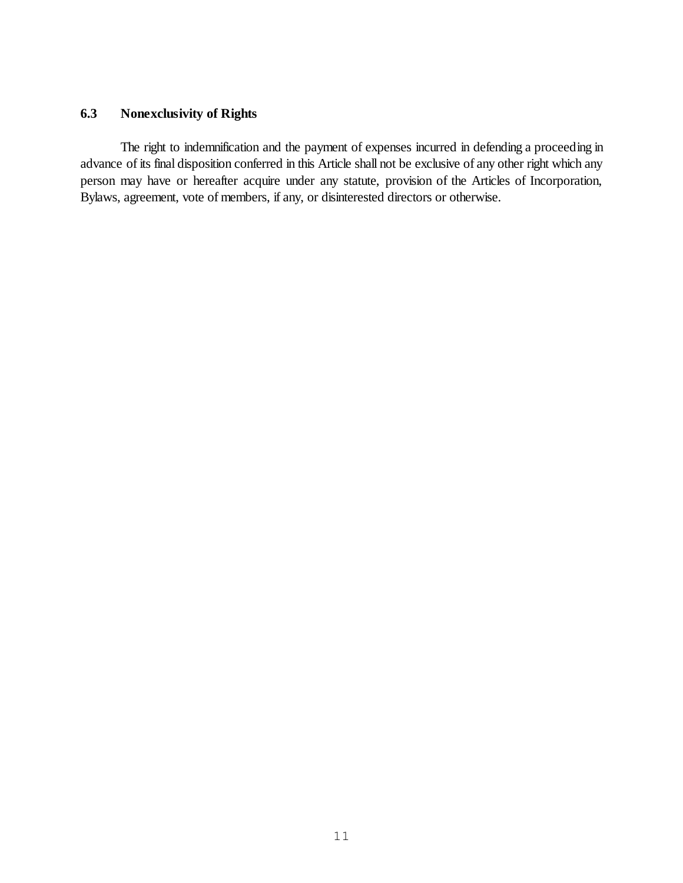### 6.3 Nonexclusivity of Rights

The right to indemnification and the payment of expenses incurred in defending a proceeding in advance of its final disposition conferred in this Article shall not be exclusive of any other right which any person may have or hereafter acquire under any statute, provision of the Articles of Incorporation, Bylaws, agreement, vote of members, if any, or disinterested directors or otherwise.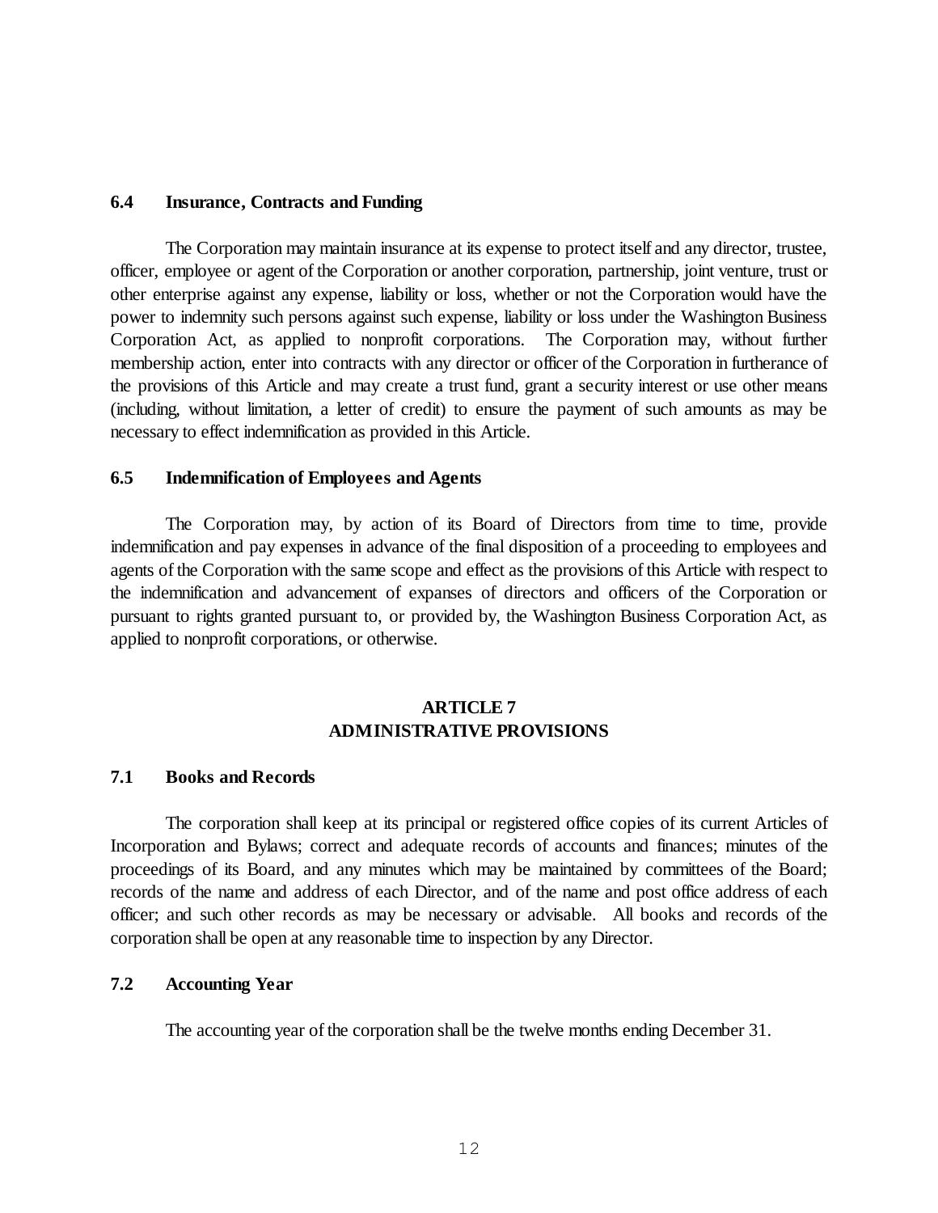### 6.4 Insurance, Contracts and Funding

The Corporation may maintain insurance at its expense to protect itself and any director, trustee, officer, employee or agent of the Corporation or another corporation, partnership, joint venture, trust or other enterprise against any expense, liability or loss, whether or not the Corporation would have the power to indemnity such persons against such expense, liability or loss under the Washington Business Corporation Act, as applied to nonprofit corporations. The Corporation may, without further membership action, enter into contracts with any director or officer of the Corporation in furtherance of the provisions of this Article and may create a trust fund, grant a security interest or use other means (including, without limitation, a letter of credit) to ensure the payment of such amounts as may be necessary to effect indemnification as provided in this Article.

### 6.5 Indemnification of Employees and Agents

The Corporation may, by action of its Board of Directors from time to time, provide indemnification and pay expenses in advance of the final disposition of a proceeding to employees and agents of the Corporation with the same scope and effect as the provisions of this Article with respect to the indemnification and advancement of expanses of directors and officers of the Corporation or pursuant to rights granted pursuant to, or provided by, the Washington Business Corporation Act, as applied to nonprofit corporations, or otherwise.

## ARTICLE 7
## ADMINISTRATIVE PROVISIONS

### 7.1 Books and Records

The corporation shall keep at its principal or registered office copies of its current Articles of Incorporation and Bylaws; correct and adequate records of accounts and finances; minutes of the proceedings of its Board, and any minutes which may be maintained by committees of the Board; records of the name and address of each Director, and of the name and post office address of each officer; and such other records as may be necessary or advisable. All books and records of the corporation shall be open at any reasonable time to inspection by any Director.

### 7.2 Accounting Year

The accounting year of the corporation shall be the twelve months ending December 31.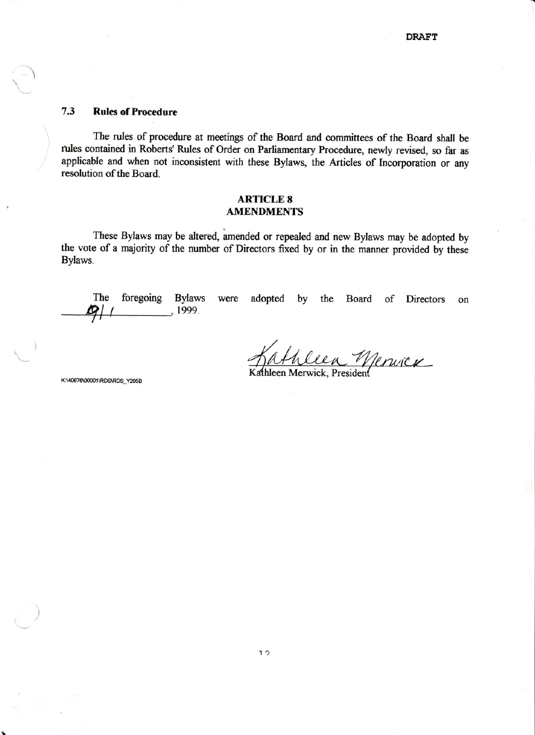DRAFT

### 7.3 Rules of Procedure

The rules of procedure at meetings of the Board and committees of the Board shall be rules contained in Roberts' Rules of Order on Parliamentary Procedure, newly revised, so far as applicable and when not inconsistent with these Bylaws, the Articles of Incorporation or any resolution of the Board.

## ARTICLE 8
## AMENDMENTS

These Bylaws may be altered, amended or repealed and new Bylaws may be adopted by the vote of a majority of the number of Directors fixed by or in the manner provided by these Bylaws.

The foregoing Bylaws were adopted by the Board of Directors on 9/1, 1999.

Kathleen Merwick
Kathleen Merwick, President

K:\40676\00001\RDS\RDS_Y205B